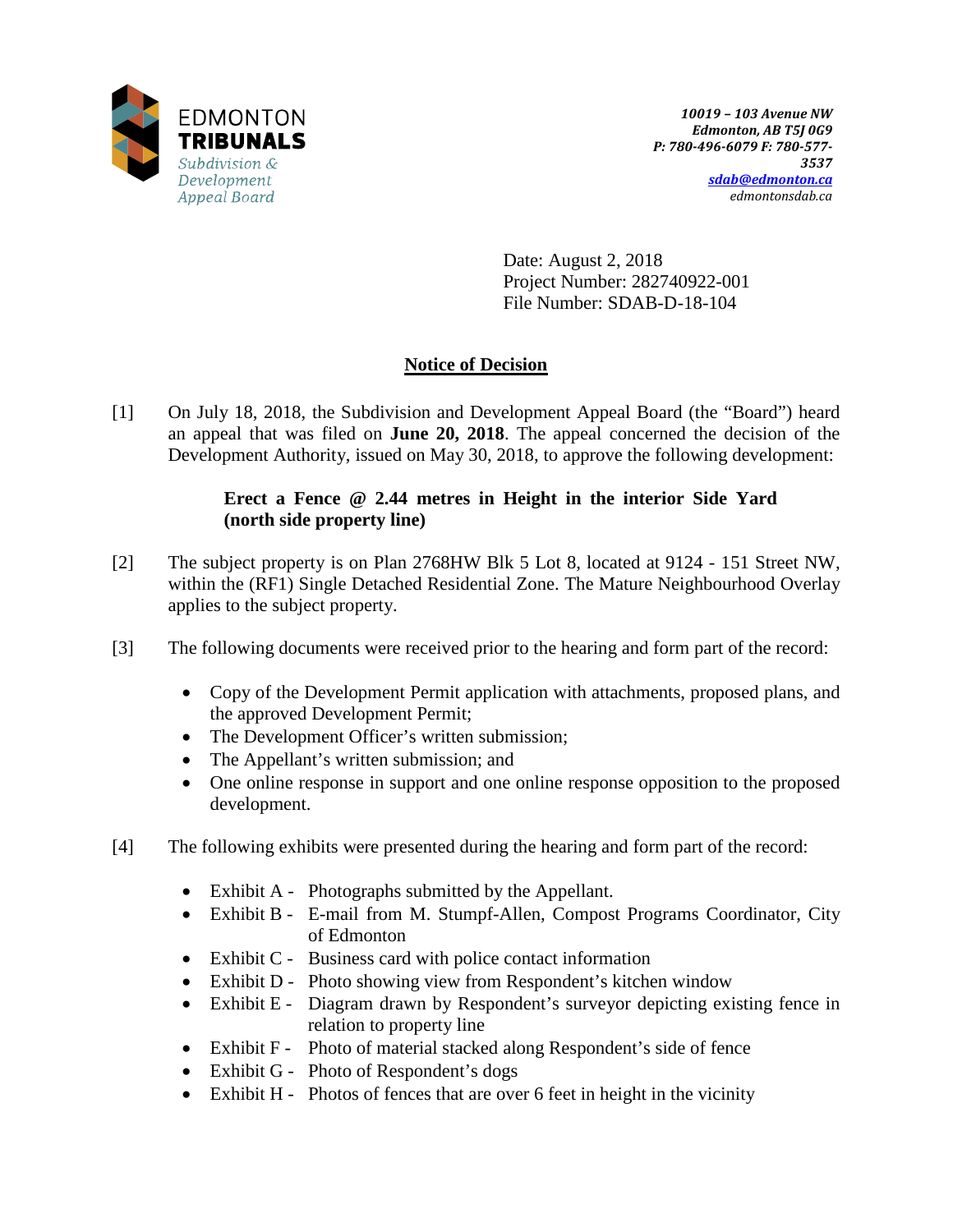EDMONTON
**TRIBUNALS**
*Subdivision & Development Appeal Board*

*10019 – 103 Avenue NW*
*Edmonton, AB T5J 0G9*
*P: 780-496-6079 F: 780-577-3537*
*sdab@edmonton.ca*
*edmontonsdab.ca*

Date: August 2, 2018
Project Number: 282740922-001
File Number: SDAB-D-18-104

## Notice of Decision

[1] On July 18, 2018, the Subdivision and Development Appeal Board (the "Board") heard an appeal that was filed on **June 20, 2018**. The appeal concerned the decision of the Development Authority, issued on May 30, 2018, to approve the following development:

> **Erect a Fence @ 2.44 metres in Height in the interior Side Yard (north side property line)**

[2] The subject property is on Plan 2768HW Blk 5 Lot 8, located at 9124 - 151 Street NW, within the (RF1) Single Detached Residential Zone. The Mature Neighbourhood Overlay applies to the subject property.

[3] The following documents were received prior to the hearing and form part of the record:

- Copy of the Development Permit application with attachments, proposed plans, and the approved Development Permit;
- The Development Officer's written submission;
- The Appellant's written submission; and
- One online response in support and one online response opposition to the proposed development.

[4] The following exhibits were presented during the hearing and form part of the record:

- Exhibit A - Photographs submitted by the Appellant.
- Exhibit B - E-mail from M. Stumpf-Allen, Compost Programs Coordinator, City of Edmonton
- Exhibit C - Business card with police contact information
- Exhibit D - Photo showing view from Respondent's kitchen window
- Exhibit E - Diagram drawn by Respondent's surveyor depicting existing fence in relation to property line
- Exhibit F - Photo of material stacked along Respondent's side of fence
- Exhibit G - Photo of Respondent's dogs
- Exhibit H - Photos of fences that are over 6 feet in height in the vicinity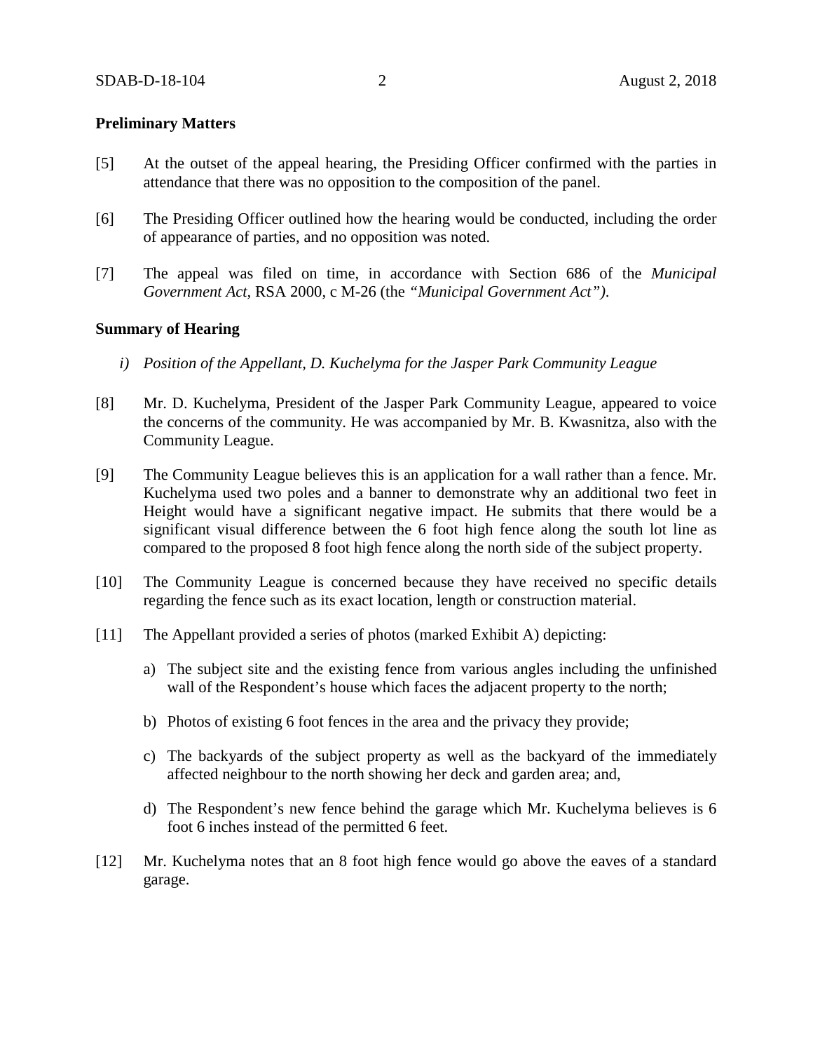**Preliminary Matters**

[5] At the outset of the appeal hearing, the Presiding Officer confirmed with the parties in attendance that there was no opposition to the composition of the panel.

[6] The Presiding Officer outlined how the hearing would be conducted, including the order of appearance of parties, and no opposition was noted.

[7] The appeal was filed on time, in accordance with Section 686 of the *Municipal Government Act*, RSA 2000, c M-26 (the *"Municipal Government Act")*.

**Summary of Hearing**

*i) Position of the Appellant, D. Kuchelyma for the Jasper Park Community League*

[8] Mr. D. Kuchelyma, President of the Jasper Park Community League, appeared to voice the concerns of the community. He was accompanied by Mr. B. Kwasnitza, also with the Community League.

[9] The Community League believes this is an application for a wall rather than a fence. Mr. Kuchelyma used two poles and a banner to demonstrate why an additional two feet in Height would have a significant negative impact. He submits that there would be a significant visual difference between the 6 foot high fence along the south lot line as compared to the proposed 8 foot high fence along the north side of the subject property.

[10] The Community League is concerned because they have received no specific details regarding the fence such as its exact location, length or construction material.

[11] The Appellant provided a series of photos (marked Exhibit A) depicting:

a) The subject site and the existing fence from various angles including the unfinished wall of the Respondent's house which faces the adjacent property to the north;

b) Photos of existing 6 foot fences in the area and the privacy they provide;

c) The backyards of the subject property as well as the backyard of the immediately affected neighbour to the north showing her deck and garden area; and,

d) The Respondent's new fence behind the garage which Mr. Kuchelyma believes is 6 foot 6 inches instead of the permitted 6 feet.

[12] Mr. Kuchelyma notes that an 8 foot high fence would go above the eaves of a standard garage.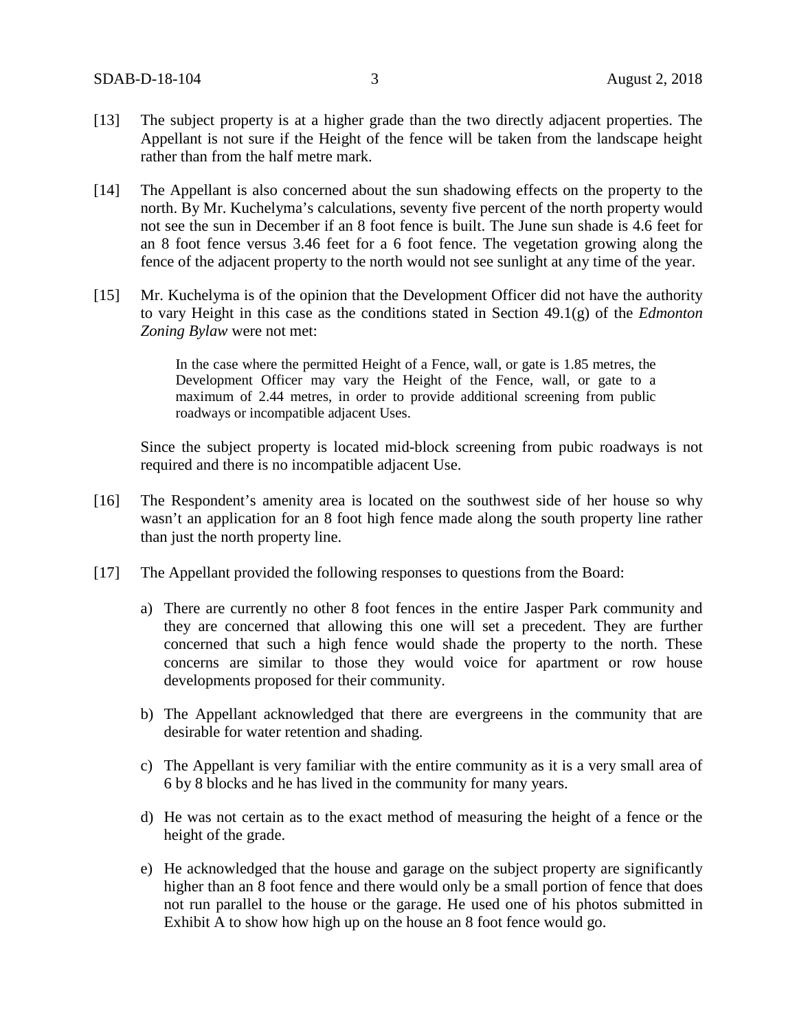[13] The subject property is at a higher grade than the two directly adjacent properties. The Appellant is not sure if the Height of the fence will be taken from the landscape height rather than from the half metre mark.

[14] The Appellant is also concerned about the sun shadowing effects on the property to the north. By Mr. Kuchelyma's calculations, seventy five percent of the north property would not see the sun in December if an 8 foot fence is built. The June sun shade is 4.6 feet for an 8 foot fence versus 3.46 feet for a 6 foot fence. The vegetation growing along the fence of the adjacent property to the north would not see sunlight at any time of the year.

[15] Mr. Kuchelyma is of the opinion that the Development Officer did not have the authority to vary Height in this case as the conditions stated in Section 49.1(g) of the *Edmonton Zoning Bylaw* were not met:

> In the case where the permitted Height of a Fence, wall, or gate is 1.85 metres, the Development Officer may vary the Height of the Fence, wall, or gate to a maximum of 2.44 metres, in order to provide additional screening from public roadways or incompatible adjacent Uses.

Since the subject property is located mid-block screening from pubic roadways is not required and there is no incompatible adjacent Use.

[16] The Respondent's amenity area is located on the southwest side of her house so why wasn't an application for an 8 foot high fence made along the south property line rather than just the north property line.

[17] The Appellant provided the following responses to questions from the Board:

a) There are currently no other 8 foot fences in the entire Jasper Park community and they are concerned that allowing this one will set a precedent. They are further concerned that such a high fence would shade the property to the north. These concerns are similar to those they would voice for apartment or row house developments proposed for their community.

b) The Appellant acknowledged that there are evergreens in the community that are desirable for water retention and shading.

c) The Appellant is very familiar with the entire community as it is a very small area of 6 by 8 blocks and he has lived in the community for many years.

d) He was not certain as to the exact method of measuring the height of a fence or the height of the grade.

e) He acknowledged that the house and garage on the subject property are significantly higher than an 8 foot fence and there would only be a small portion of fence that does not run parallel to the house or the garage. He used one of his photos submitted in Exhibit A to show how high up on the house an 8 foot fence would go.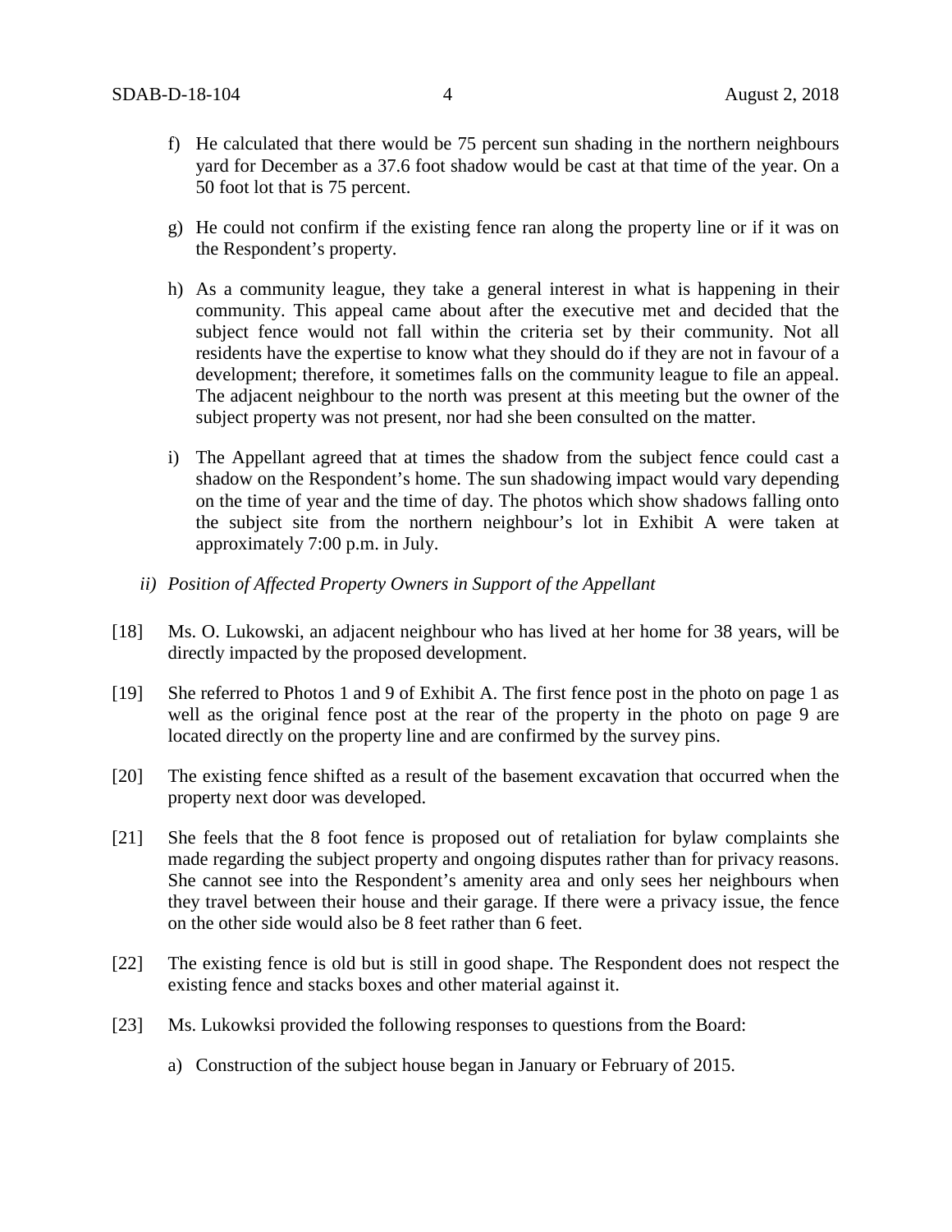f) He calculated that there would be 75 percent sun shading in the northern neighbours yard for December as a 37.6 foot shadow would be cast at that time of the year. On a 50 foot lot that is 75 percent.

g) He could not confirm if the existing fence ran along the property line or if it was on the Respondent's property.

h) As a community league, they take a general interest in what is happening in their community. This appeal came about after the executive met and decided that the subject fence would not fall within the criteria set by their community. Not all residents have the expertise to know what they should do if they are not in favour of a development; therefore, it sometimes falls on the community league to file an appeal. The adjacent neighbour to the north was present at this meeting but the owner of the subject property was not present, nor had she been consulted on the matter.

i) The Appellant agreed that at times the shadow from the subject fence could cast a shadow on the Respondent's home. The sun shadowing impact would vary depending on the time of year and the time of day. The photos which show shadows falling onto the subject site from the northern neighbour's lot in Exhibit A were taken at approximately 7:00 p.m. in July.

*ii) Position of Affected Property Owners in Support of the Appellant*

[18] Ms. O. Lukowski, an adjacent neighbour who has lived at her home for 38 years, will be directly impacted by the proposed development.

[19] She referred to Photos 1 and 9 of Exhibit A. The first fence post in the photo on page 1 as well as the original fence post at the rear of the property in the photo on page 9 are located directly on the property line and are confirmed by the survey pins.

[20] The existing fence shifted as a result of the basement excavation that occurred when the property next door was developed.

[21] She feels that the 8 foot fence is proposed out of retaliation for bylaw complaints she made regarding the subject property and ongoing disputes rather than for privacy reasons. She cannot see into the Respondent's amenity area and only sees her neighbours when they travel between their house and their garage. If there were a privacy issue, the fence on the other side would also be 8 feet rather than 6 feet.

[22] The existing fence is old but is still in good shape. The Respondent does not respect the existing fence and stacks boxes and other material against it.

[23] Ms. Lukowksi provided the following responses to questions from the Board:

a) Construction of the subject house began in January or February of 2015.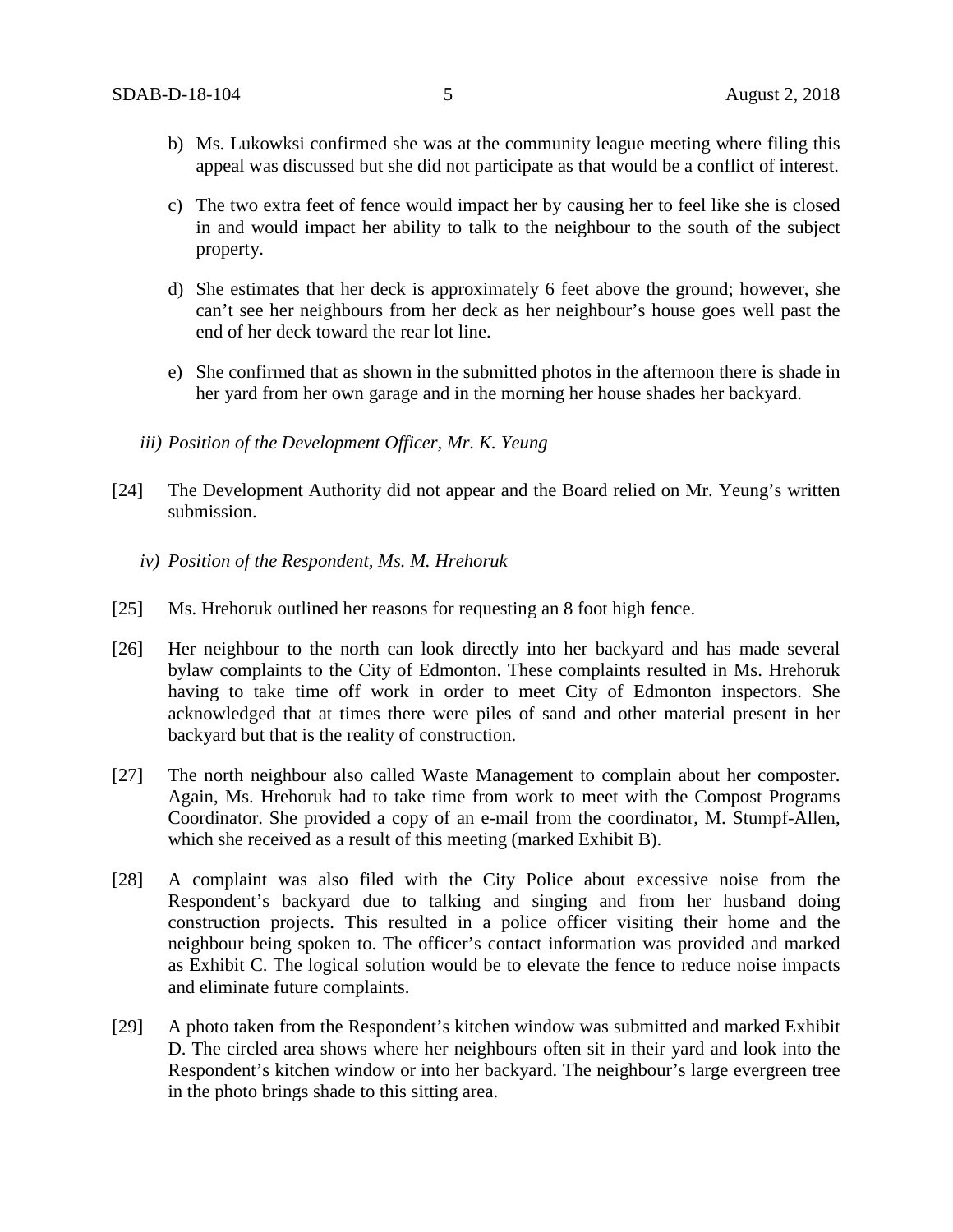b) Ms. Lukowksi confirmed she was at the community league meeting where filing this appeal was discussed but she did not participate as that would be a conflict of interest.

c) The two extra feet of fence would impact her by causing her to feel like she is closed in and would impact her ability to talk to the neighbour to the south of the subject property.

d) She estimates that her deck is approximately 6 feet above the ground; however, she can't see her neighbours from her deck as her neighbour's house goes well past the end of her deck toward the rear lot line.

e) She confirmed that as shown in the submitted photos in the afternoon there is shade in her yard from her own garage and in the morning her house shades her backyard.

*iii) Position of the Development Officer, Mr. K. Yeung*

[24] The Development Authority did not appear and the Board relied on Mr. Yeung's written submission.

*iv) Position of the Respondent, Ms. M. Hrehoruk*

[25] Ms. Hrehoruk outlined her reasons for requesting an 8 foot high fence.

[26] Her neighbour to the north can look directly into her backyard and has made several bylaw complaints to the City of Edmonton. These complaints resulted in Ms. Hrehoruk having to take time off work in order to meet City of Edmonton inspectors. She acknowledged that at times there were piles of sand and other material present in her backyard but that is the reality of construction.

[27] The north neighbour also called Waste Management to complain about her composter. Again, Ms. Hrehoruk had to take time from work to meet with the Compost Programs Coordinator. She provided a copy of an e-mail from the coordinator, M. Stumpf-Allen, which she received as a result of this meeting (marked Exhibit B).

[28] A complaint was also filed with the City Police about excessive noise from the Respondent's backyard due to talking and singing and from her husband doing construction projects. This resulted in a police officer visiting their home and the neighbour being spoken to. The officer's contact information was provided and marked as Exhibit C. The logical solution would be to elevate the fence to reduce noise impacts and eliminate future complaints.

[29] A photo taken from the Respondent's kitchen window was submitted and marked Exhibit D. The circled area shows where her neighbours often sit in their yard and look into the Respondent's kitchen window or into her backyard. The neighbour's large evergreen tree in the photo brings shade to this sitting area.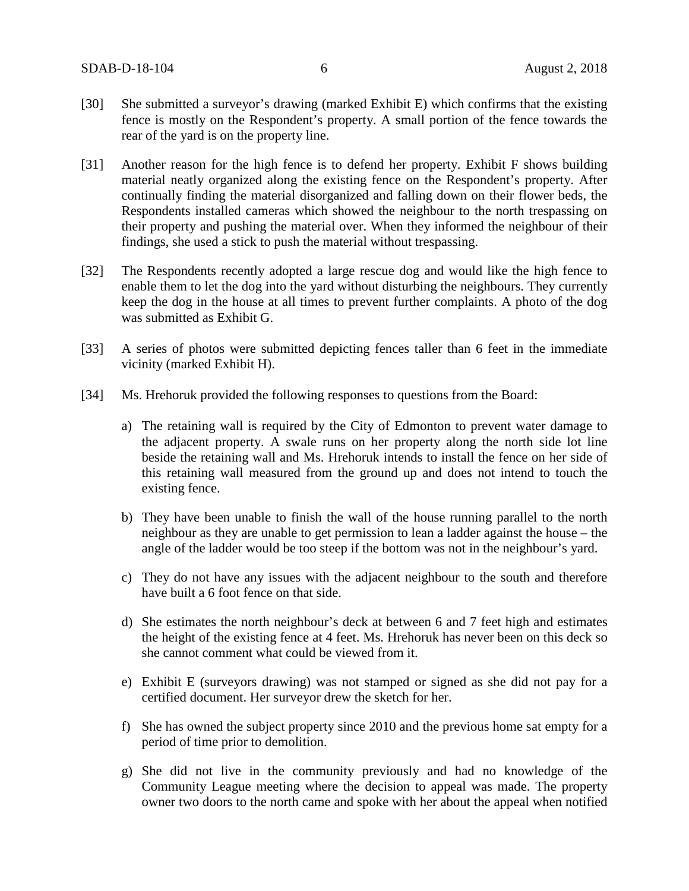[30] She submitted a surveyor's drawing (marked Exhibit E) which confirms that the existing fence is mostly on the Respondent's property. A small portion of the fence towards the rear of the yard is on the property line.

[31] Another reason for the high fence is to defend her property. Exhibit F shows building material neatly organized along the existing fence on the Respondent's property. After continually finding the material disorganized and falling down on their flower beds, the Respondents installed cameras which showed the neighbour to the north trespassing on their property and pushing the material over. When they informed the neighbour of their findings, she used a stick to push the material without trespassing.

[32] The Respondents recently adopted a large rescue dog and would like the high fence to enable them to let the dog into the yard without disturbing the neighbours. They currently keep the dog in the house at all times to prevent further complaints. A photo of the dog was submitted as Exhibit G.

[33] A series of photos were submitted depicting fences taller than 6 feet in the immediate vicinity (marked Exhibit H).

[34] Ms. Hrehoruk provided the following responses to questions from the Board:

a) The retaining wall is required by the City of Edmonton to prevent water damage to the adjacent property. A swale runs on her property along the north side lot line beside the retaining wall and Ms. Hrehoruk intends to install the fence on her side of this retaining wall measured from the ground up and does not intend to touch the existing fence.

b) They have been unable to finish the wall of the house running parallel to the north neighbour as they are unable to get permission to lean a ladder against the house – the angle of the ladder would be too steep if the bottom was not in the neighbour's yard.

c) They do not have any issues with the adjacent neighbour to the south and therefore have built a 6 foot fence on that side.

d) She estimates the north neighbour's deck at between 6 and 7 feet high and estimates the height of the existing fence at 4 feet. Ms. Hrehoruk has never been on this deck so she cannot comment what could be viewed from it.

e) Exhibit E (surveyors drawing) was not stamped or signed as she did not pay for a certified document. Her surveyor drew the sketch for her.

f) She has owned the subject property since 2010 and the previous home sat empty for a period of time prior to demolition.

g) She did not live in the community previously and had no knowledge of the Community League meeting where the decision to appeal was made. The property owner two doors to the north came and spoke with her about the appeal when notified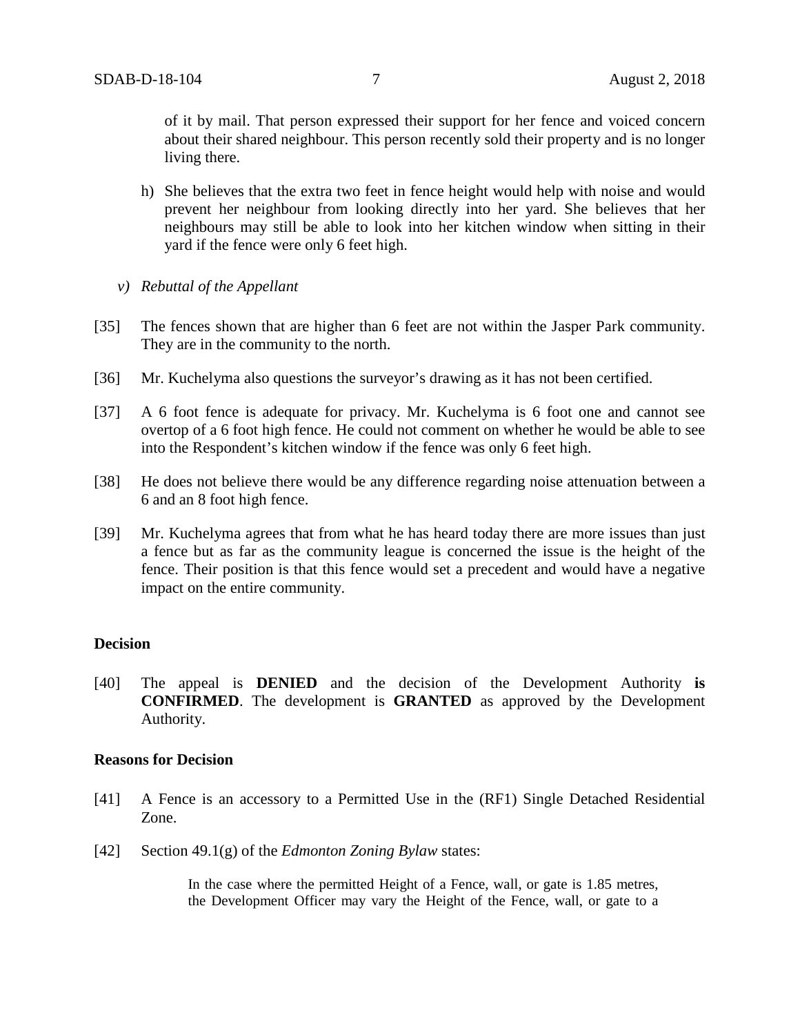of it by mail. That person expressed their support for her fence and voiced concern about their shared neighbour. This person recently sold their property and is no longer living there.

h) She believes that the extra two feet in fence height would help with noise and would prevent her neighbour from looking directly into her yard. She believes that her neighbours may still be able to look into her kitchen window when sitting in their yard if the fence were only 6 feet high.

*v) Rebuttal of the Appellant*

[35] The fences shown that are higher than 6 feet are not within the Jasper Park community. They are in the community to the north.

[36] Mr. Kuchelyma also questions the surveyor's drawing as it has not been certified.

[37] A 6 foot fence is adequate for privacy. Mr. Kuchelyma is 6 foot one and cannot see overtop of a 6 foot high fence. He could not comment on whether he would be able to see into the Respondent's kitchen window if the fence was only 6 feet high.

[38] He does not believe there would be any difference regarding noise attenuation between a 6 and an 8 foot high fence.

[39] Mr. Kuchelyma agrees that from what he has heard today there are more issues than just a fence but as far as the community league is concerned the issue is the height of the fence. Their position is that this fence would set a precedent and would have a negative impact on the entire community.

**Decision**

[40] The appeal is **DENIED** and the decision of the Development Authority **is CONFIRMED**. The development is **GRANTED** as approved by the Development Authority.

**Reasons for Decision**

[41] A Fence is an accessory to a Permitted Use in the (RF1) Single Detached Residential Zone.

[42] Section 49.1(g) of the *Edmonton Zoning Bylaw* states:

> In the case where the permitted Height of a Fence, wall, or gate is 1.85 metres, the Development Officer may vary the Height of the Fence, wall, or gate to a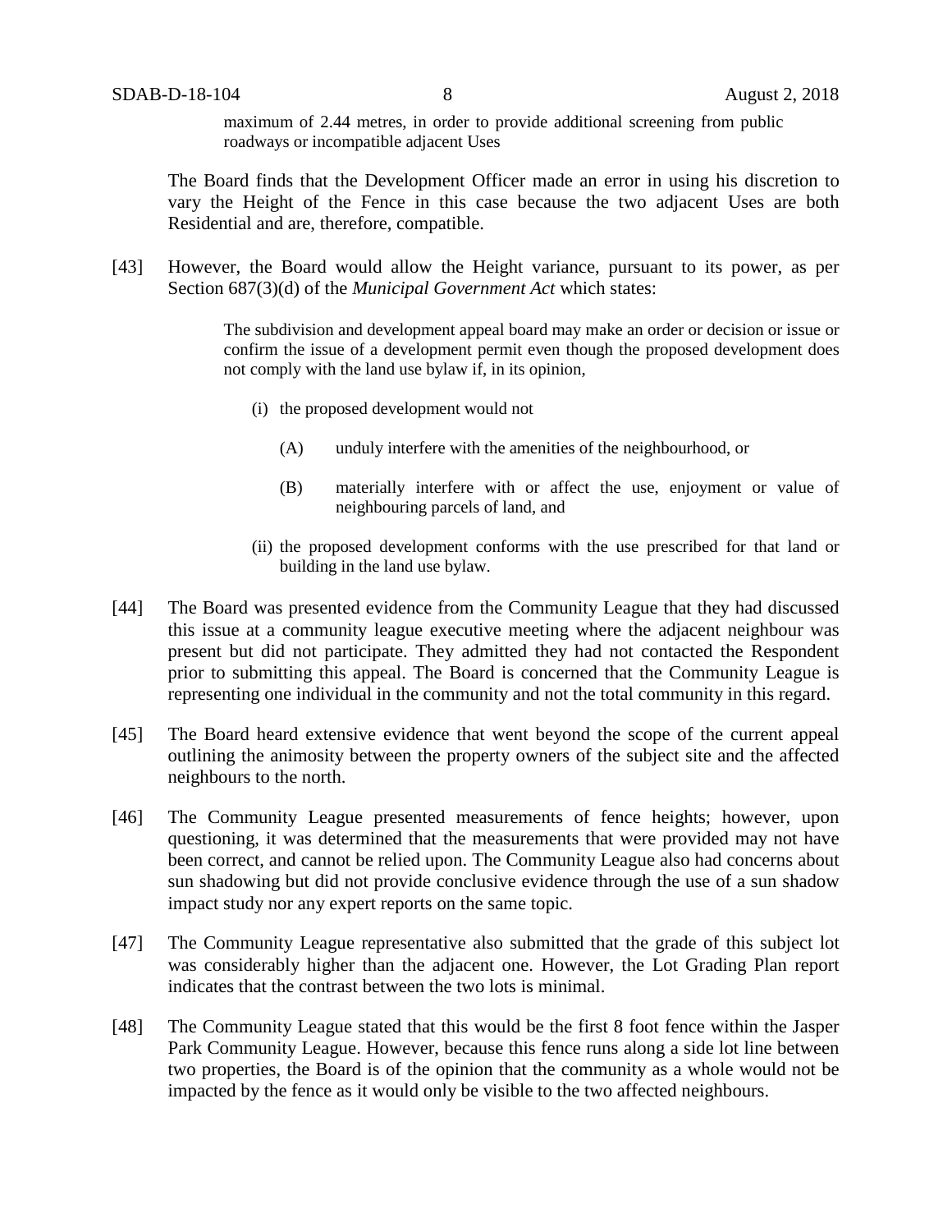> maximum of 2.44 metres, in order to provide additional screening from public roadways or incompatible adjacent Uses

The Board finds that the Development Officer made an error in using his discretion to vary the Height of the Fence in this case because the two adjacent Uses are both Residential and are, therefore, compatible.

[43] However, the Board would allow the Height variance, pursuant to its power, as per Section 687(3)(d) of the *Municipal Government Act* which states:

> The subdivision and development appeal board may make an order or decision or issue or confirm the issue of a development permit even though the proposed development does not comply with the land use bylaw if, in its opinion,
>
> (i) the proposed development would not
>
> (A) unduly interfere with the amenities of the neighbourhood, or
>
> (B) materially interfere with or affect the use, enjoyment or value of neighbouring parcels of land, and
>
> (ii) the proposed development conforms with the use prescribed for that land or building in the land use bylaw.

[44] The Board was presented evidence from the Community League that they had discussed this issue at a community league executive meeting where the adjacent neighbour was present but did not participate. They admitted they had not contacted the Respondent prior to submitting this appeal. The Board is concerned that the Community League is representing one individual in the community and not the total community in this regard.

[45] The Board heard extensive evidence that went beyond the scope of the current appeal outlining the animosity between the property owners of the subject site and the affected neighbours to the north.

[46] The Community League presented measurements of fence heights; however, upon questioning, it was determined that the measurements that were provided may not have been correct, and cannot be relied upon. The Community League also had concerns about sun shadowing but did not provide conclusive evidence through the use of a sun shadow impact study nor any expert reports on the same topic.

[47] The Community League representative also submitted that the grade of this subject lot was considerably higher than the adjacent one. However, the Lot Grading Plan report indicates that the contrast between the two lots is minimal.

[48] The Community League stated that this would be the first 8 foot fence within the Jasper Park Community League. However, because this fence runs along a side lot line between two properties, the Board is of the opinion that the community as a whole would not be impacted by the fence as it would only be visible to the two affected neighbours.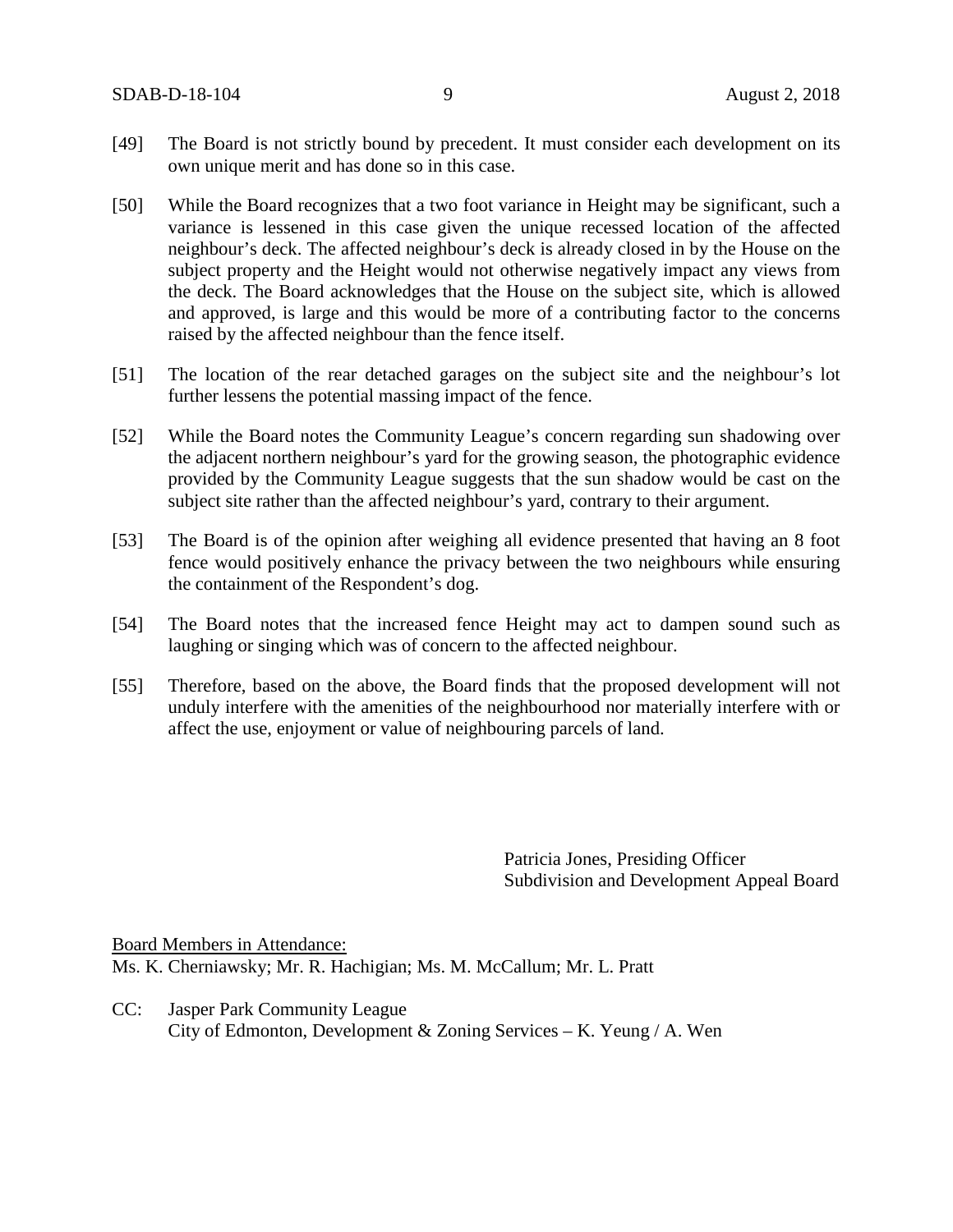[49] The Board is not strictly bound by precedent. It must consider each development on its own unique merit and has done so in this case.

[50] While the Board recognizes that a two foot variance in Height may be significant, such a variance is lessened in this case given the unique recessed location of the affected neighbour's deck. The affected neighbour's deck is already closed in by the House on the subject property and the Height would not otherwise negatively impact any views from the deck. The Board acknowledges that the House on the subject site, which is allowed and approved, is large and this would be more of a contributing factor to the concerns raised by the affected neighbour than the fence itself.

[51] The location of the rear detached garages on the subject site and the neighbour's lot further lessens the potential massing impact of the fence.

[52] While the Board notes the Community League's concern regarding sun shadowing over the adjacent northern neighbour's yard for the growing season, the photographic evidence provided by the Community League suggests that the sun shadow would be cast on the subject site rather than the affected neighbour's yard, contrary to their argument.

[53] The Board is of the opinion after weighing all evidence presented that having an 8 foot fence would positively enhance the privacy between the two neighbours while ensuring the containment of the Respondent's dog.

[54] The Board notes that the increased fence Height may act to dampen sound such as laughing or singing which was of concern to the affected neighbour.

[55] Therefore, based on the above, the Board finds that the proposed development will not unduly interfere with the amenities of the neighbourhood nor materially interfere with or affect the use, enjoyment or value of neighbouring parcels of land.

Patricia Jones, Presiding Officer
Subdivision and Development Appeal Board

Board Members in Attendance:
Ms. K. Cherniawsky; Mr. R. Hachigian; Ms. M. McCallum; Mr. L. Pratt

CC: Jasper Park Community League
City of Edmonton, Development & Zoning Services – K. Yeung / A. Wen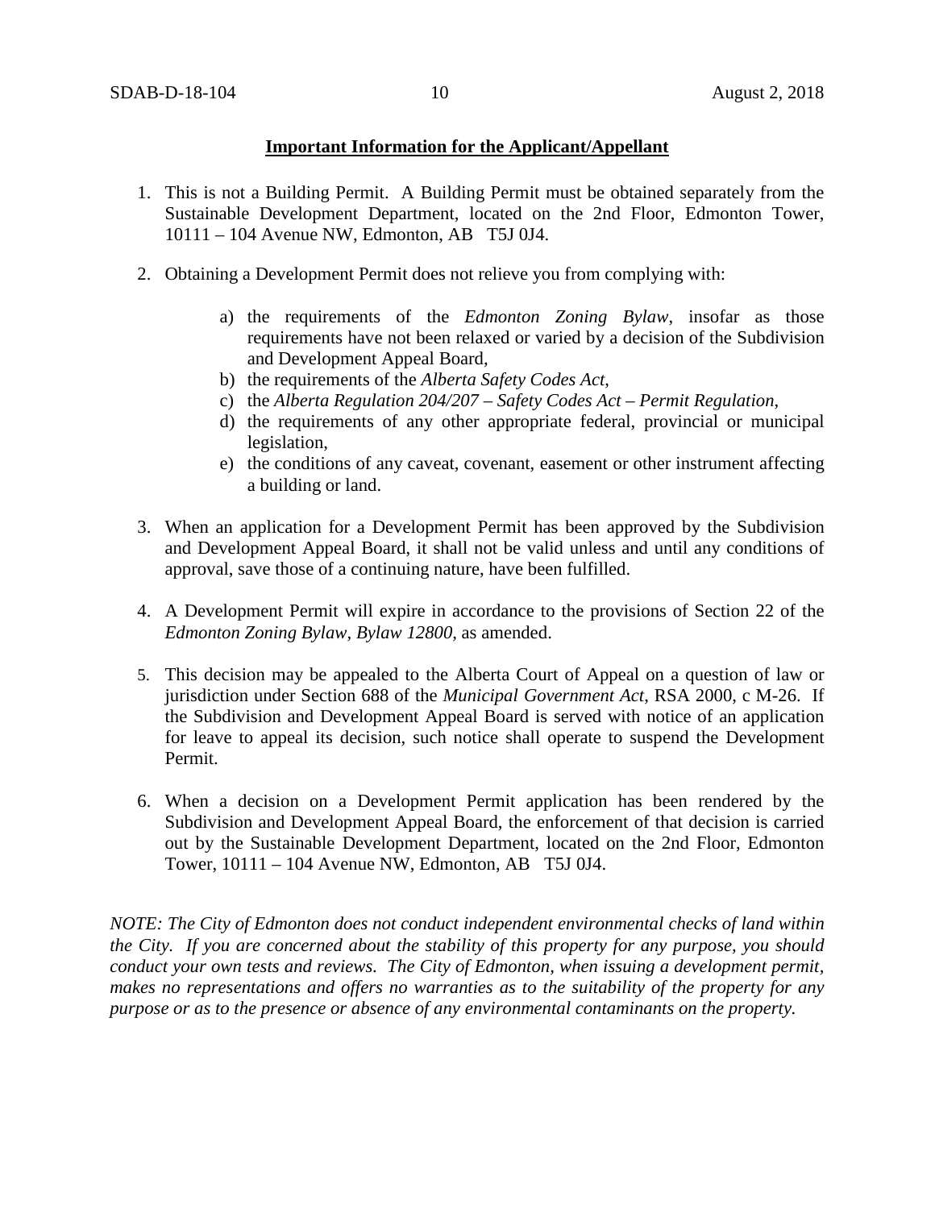**Important Information for the Applicant/Appellant**

1. This is not a Building Permit. A Building Permit must be obtained separately from the Sustainable Development Department, located on the 2nd Floor, Edmonton Tower, 10111 – 104 Avenue NW, Edmonton, AB T5J 0J4.

2. Obtaining a Development Permit does not relieve you from complying with:

   a) the requirements of the *Edmonton Zoning Bylaw*, insofar as those requirements have not been relaxed or varied by a decision of the Subdivision and Development Appeal Board,
   b) the requirements of the *Alberta Safety Codes Act*,
   c) the *Alberta Regulation 204/207 – Safety Codes Act – Permit Regulation*,
   d) the requirements of any other appropriate federal, provincial or municipal legislation,
   e) the conditions of any caveat, covenant, easement or other instrument affecting a building or land.

3. When an application for a Development Permit has been approved by the Subdivision and Development Appeal Board, it shall not be valid unless and until any conditions of approval, save those of a continuing nature, have been fulfilled.

4. A Development Permit will expire in accordance to the provisions of Section 22 of the *Edmonton Zoning Bylaw, Bylaw 12800*, as amended.

5. This decision may be appealed to the Alberta Court of Appeal on a question of law or jurisdiction under Section 688 of the *Municipal Government Act*, RSA 2000, c M-26. If the Subdivision and Development Appeal Board is served with notice of an application for leave to appeal its decision, such notice shall operate to suspend the Development Permit.

6. When a decision on a Development Permit application has been rendered by the Subdivision and Development Appeal Board, the enforcement of that decision is carried out by the Sustainable Development Department, located on the 2nd Floor, Edmonton Tower, 10111 – 104 Avenue NW, Edmonton, AB T5J 0J4.

*NOTE: The City of Edmonton does not conduct independent environmental checks of land within the City. If you are concerned about the stability of this property for any purpose, you should conduct your own tests and reviews. The City of Edmonton, when issuing a development permit, makes no representations and offers no warranties as to the suitability of the property for any purpose or as to the presence or absence of any environmental contaminants on the property.*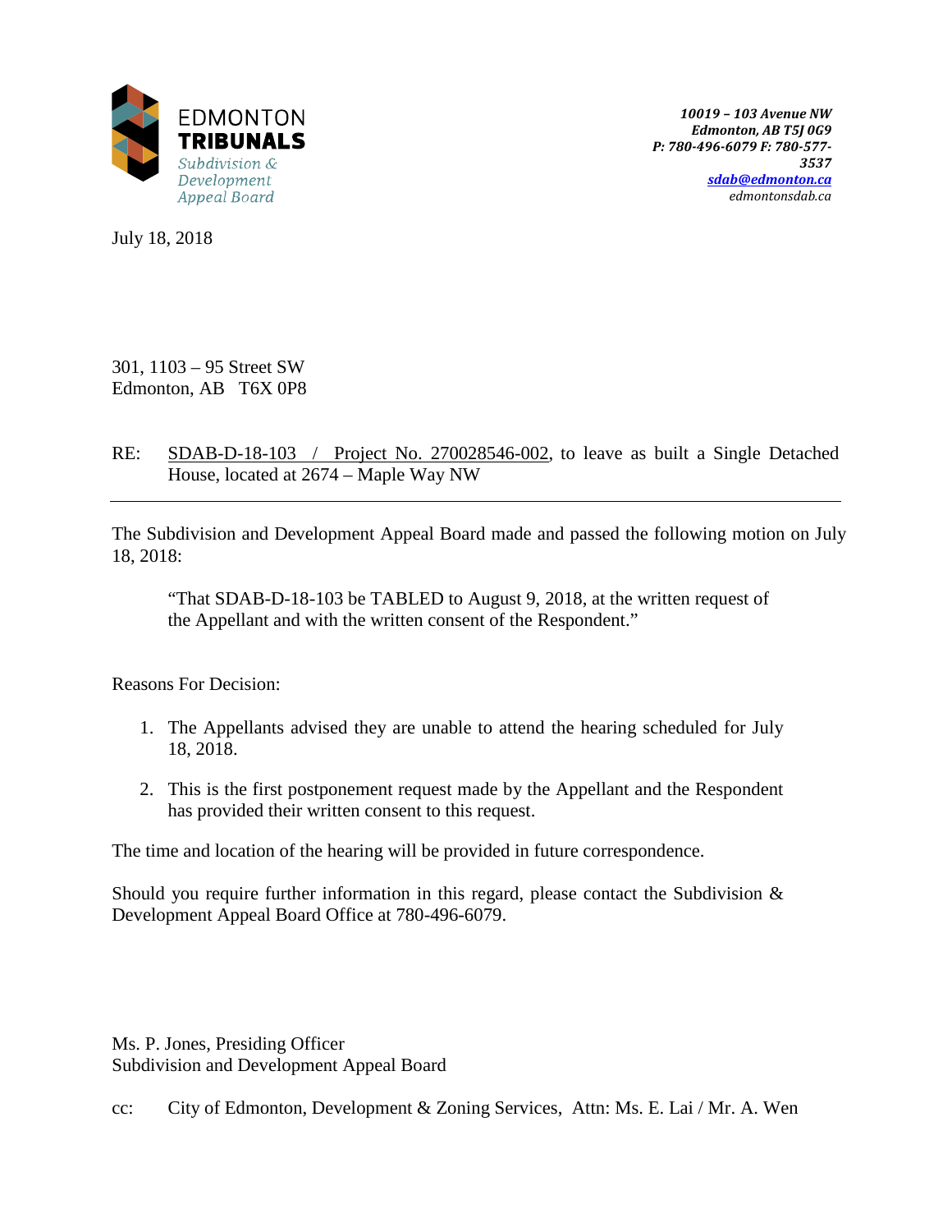EDMONTON
**TRIBUNALS**
*Subdivision & Development Appeal Board*

***10019 – 103 Avenue NW***
***Edmonton, AB T5J 0G9***
***P: 780-496-6079 F: 780-577-3537***
***sdab@edmonton.ca***
*edmontonsdab.ca*

July 18, 2018

301, 1103 – 95 Street SW
Edmonton, AB T6X 0P8

RE: SDAB-D-18-103 / Project No. 270028546-002, to leave as built a Single Detached House, located at 2674 – Maple Way NW

---

The Subdivision and Development Appeal Board made and passed the following motion on July 18, 2018:

> "That SDAB-D-18-103 be TABLED to August 9, 2018, at the written request of the Appellant and with the written consent of the Respondent."

Reasons For Decision:

1. The Appellants advised they are unable to attend the hearing scheduled for July 18, 2018.
2. This is the first postponement request made by the Appellant and the Respondent has provided their written consent to this request.

The time and location of the hearing will be provided in future correspondence.

Should you require further information in this regard, please contact the Subdivision & Development Appeal Board Office at 780-496-6079.

Ms. P. Jones, Presiding Officer
Subdivision and Development Appeal Board

cc: City of Edmonton, Development & Zoning Services, Attn: Ms. E. Lai / Mr. A. Wen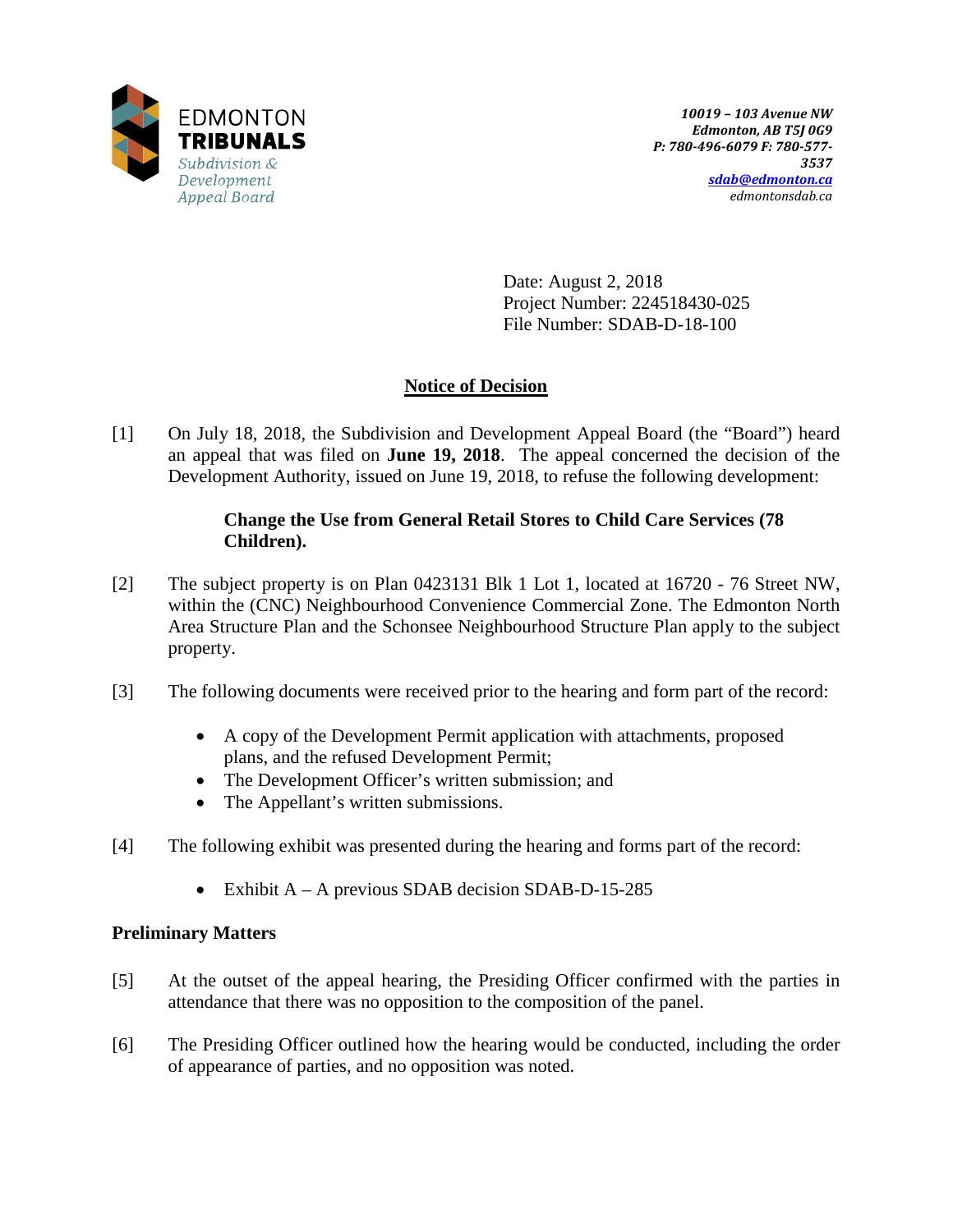EDMONTON
**TRIBUNALS**
*Subdivision & Development Appeal Board*

*10019 – 103 Avenue NW*
*Edmonton, AB T5J 0G9*
*P: 780-496-6079 F: 780-577-3537*
*sdab@edmonton.ca*
*edmontonsdab.ca*

Date: August 2, 2018
Project Number: 224518430-025
File Number: SDAB-D-18-100

## Notice of Decision

[1] On July 18, 2018, the Subdivision and Development Appeal Board (the "Board") heard an appeal that was filed on **June 19, 2018**. The appeal concerned the decision of the Development Authority, issued on June 19, 2018, to refuse the following development:

> **Change the Use from General Retail Stores to Child Care Services (78 Children).**

[2] The subject property is on Plan 0423131 Blk 1 Lot 1, located at 16720 - 76 Street NW, within the (CNC) Neighbourhood Convenience Commercial Zone. The Edmonton North Area Structure Plan and the Schonsee Neighbourhood Structure Plan apply to the subject property.

[3] The following documents were received prior to the hearing and form part of the record:

- A copy of the Development Permit application with attachments, proposed plans, and the refused Development Permit;
- The Development Officer's written submission; and
- The Appellant's written submissions.

[4] The following exhibit was presented during the hearing and forms part of the record:

- Exhibit A – A previous SDAB decision SDAB-D-15-285

### Preliminary Matters

[5] At the outset of the appeal hearing, the Presiding Officer confirmed with the parties in attendance that there was no opposition to the composition of the panel.

[6] The Presiding Officer outlined how the hearing would be conducted, including the order of appearance of parties, and no opposition was noted.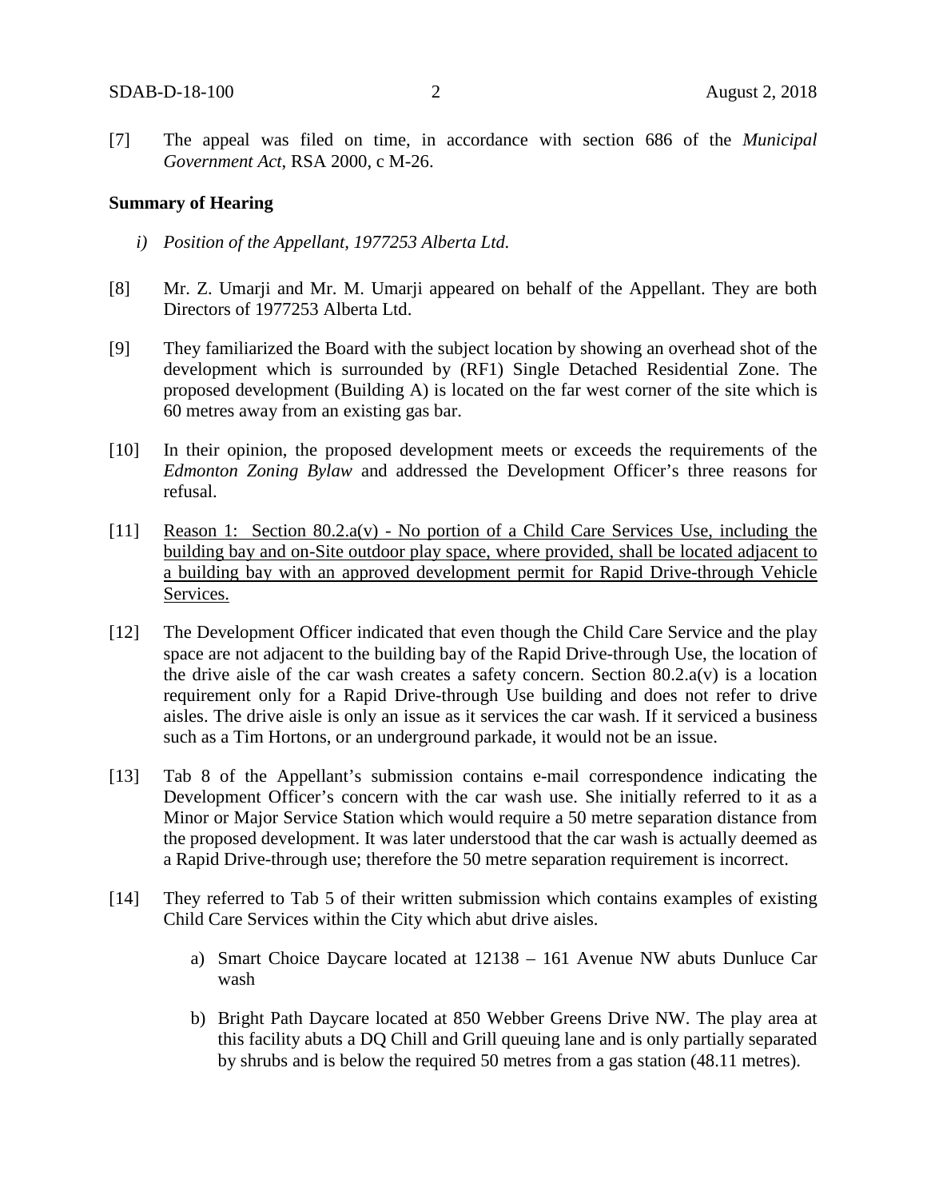[7] The appeal was filed on time, in accordance with section 686 of the *Municipal Government Act*, RSA 2000, c M-26.

**Summary of Hearing**

*i) Position of the Appellant, 1977253 Alberta Ltd.*

[8] Mr. Z. Umarji and Mr. M. Umarji appeared on behalf of the Appellant. They are both Directors of 1977253 Alberta Ltd.

[9] They familiarized the Board with the subject location by showing an overhead shot of the development which is surrounded by (RF1) Single Detached Residential Zone. The proposed development (Building A) is located on the far west corner of the site which is 60 metres away from an existing gas bar.

[10] In their opinion, the proposed development meets or exceeds the requirements of the *Edmonton Zoning Bylaw* and addressed the Development Officer's three reasons for refusal.

[11] <u>Reason 1: Section 80.2.a(v) - No portion of a Child Care Services Use, including the building bay and on-Site outdoor play space, where provided, shall be located adjacent to a building bay with an approved development permit for Rapid Drive-through Vehicle Services.</u>

[12] The Development Officer indicated that even though the Child Care Service and the play space are not adjacent to the building bay of the Rapid Drive-through Use, the location of the drive aisle of the car wash creates a safety concern. Section 80.2.a(v) is a location requirement only for a Rapid Drive-through Use building and does not refer to drive aisles. The drive aisle is only an issue as it services the car wash. If it serviced a business such as a Tim Hortons, or an underground parkade, it would not be an issue.

[13] Tab 8 of the Appellant's submission contains e-mail correspondence indicating the Development Officer's concern with the car wash use. She initially referred to it as a Minor or Major Service Station which would require a 50 metre separation distance from the proposed development. It was later understood that the car wash is actually deemed as a Rapid Drive-through use; therefore the 50 metre separation requirement is incorrect.

[14] They referred to Tab 5 of their written submission which contains examples of existing Child Care Services within the City which abut drive aisles.

a) Smart Choice Daycare located at 12138 – 161 Avenue NW abuts Dunluce Car wash

b) Bright Path Daycare located at 850 Webber Greens Drive NW. The play area at this facility abuts a DQ Chill and Grill queuing lane and is only partially separated by shrubs and is below the required 50 metres from a gas station (48.11 metres).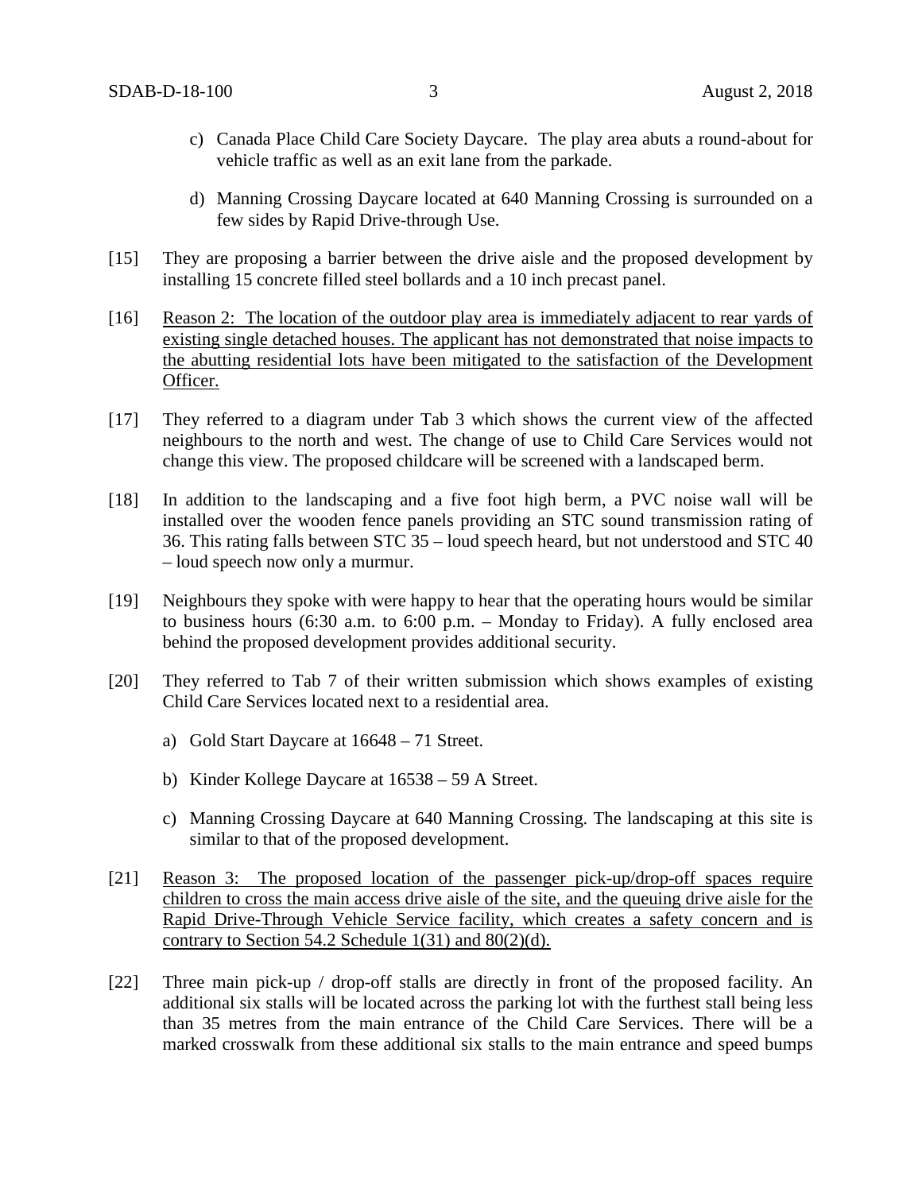c) Canada Place Child Care Society Daycare. The play area abuts a round-about for vehicle traffic as well as an exit lane from the parkade.

d) Manning Crossing Daycare located at 640 Manning Crossing is surrounded on a few sides by Rapid Drive-through Use.

[15] They are proposing a barrier between the drive aisle and the proposed development by installing 15 concrete filled steel bollards and a 10 inch precast panel.

[16] <u>Reason 2: The location of the outdoor play area is immediately adjacent to rear yards of existing single detached houses. The applicant has not demonstrated that noise impacts to the abutting residential lots have been mitigated to the satisfaction of the Development Officer.</u>

[17] They referred to a diagram under Tab 3 which shows the current view of the affected neighbours to the north and west. The change of use to Child Care Services would not change this view. The proposed childcare will be screened with a landscaped berm.

[18] In addition to the landscaping and a five foot high berm, a PVC noise wall will be installed over the wooden fence panels providing an STC sound transmission rating of 36. This rating falls between STC 35 – loud speech heard, but not understood and STC 40 – loud speech now only a murmur.

[19] Neighbours they spoke with were happy to hear that the operating hours would be similar to business hours (6:30 a.m. to 6:00 p.m. – Monday to Friday). A fully enclosed area behind the proposed development provides additional security.

[20] They referred to Tab 7 of their written submission which shows examples of existing Child Care Services located next to a residential area.

a) Gold Start Daycare at 16648 – 71 Street.

b) Kinder Kollege Daycare at 16538 – 59 A Street.

c) Manning Crossing Daycare at 640 Manning Crossing. The landscaping at this site is similar to that of the proposed development.

[21] <u>Reason 3: The proposed location of the passenger pick-up/drop-off spaces require children to cross the main access drive aisle of the site, and the queuing drive aisle for the Rapid Drive-Through Vehicle Service facility, which creates a safety concern and is contrary to Section 54.2 Schedule 1(31) and 80(2)(d).</u>

[22] Three main pick-up / drop-off stalls are directly in front of the proposed facility. An additional six stalls will be located across the parking lot with the furthest stall being less than 35 metres from the main entrance of the Child Care Services. There will be a marked crosswalk from these additional six stalls to the main entrance and speed bumps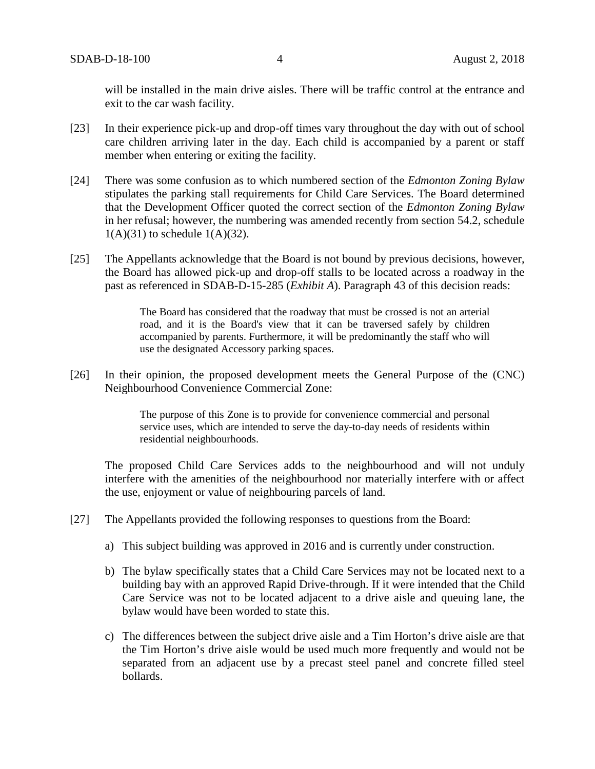will be installed in the main drive aisles. There will be traffic control at the entrance and exit to the car wash facility.

[23] In their experience pick-up and drop-off times vary throughout the day with out of school care children arriving later in the day. Each child is accompanied by a parent or staff member when entering or exiting the facility.

[24] There was some confusion as to which numbered section of the *Edmonton Zoning Bylaw* stipulates the parking stall requirements for Child Care Services. The Board determined that the Development Officer quoted the correct section of the *Edmonton Zoning Bylaw* in her refusal; however, the numbering was amended recently from section 54.2, schedule 1(A)(31) to schedule 1(A)(32).

[25] The Appellants acknowledge that the Board is not bound by previous decisions, however, the Board has allowed pick-up and drop-off stalls to be located across a roadway in the past as referenced in SDAB-D-15-285 (*Exhibit A*). Paragraph 43 of this decision reads:

> The Board has considered that the roadway that must be crossed is not an arterial road, and it is the Board's view that it can be traversed safely by children accompanied by parents. Furthermore, it will be predominantly the staff who will use the designated Accessory parking spaces.

[26] In their opinion, the proposed development meets the General Purpose of the (CNC) Neighbourhood Convenience Commercial Zone:

> The purpose of this Zone is to provide for convenience commercial and personal service uses, which are intended to serve the day-to-day needs of residents within residential neighbourhoods.

The proposed Child Care Services adds to the neighbourhood and will not unduly interfere with the amenities of the neighbourhood nor materially interfere with or affect the use, enjoyment or value of neighbouring parcels of land.

[27] The Appellants provided the following responses to questions from the Board:

a) This subject building was approved in 2016 and is currently under construction.

b) The bylaw specifically states that a Child Care Services may not be located next to a building bay with an approved Rapid Drive-through. If it were intended that the Child Care Service was not to be located adjacent to a drive aisle and queuing lane, the bylaw would have been worded to state this.

c) The differences between the subject drive aisle and a Tim Horton's drive aisle are that the Tim Horton's drive aisle would be used much more frequently and would not be separated from an adjacent use by a precast steel panel and concrete filled steel bollards.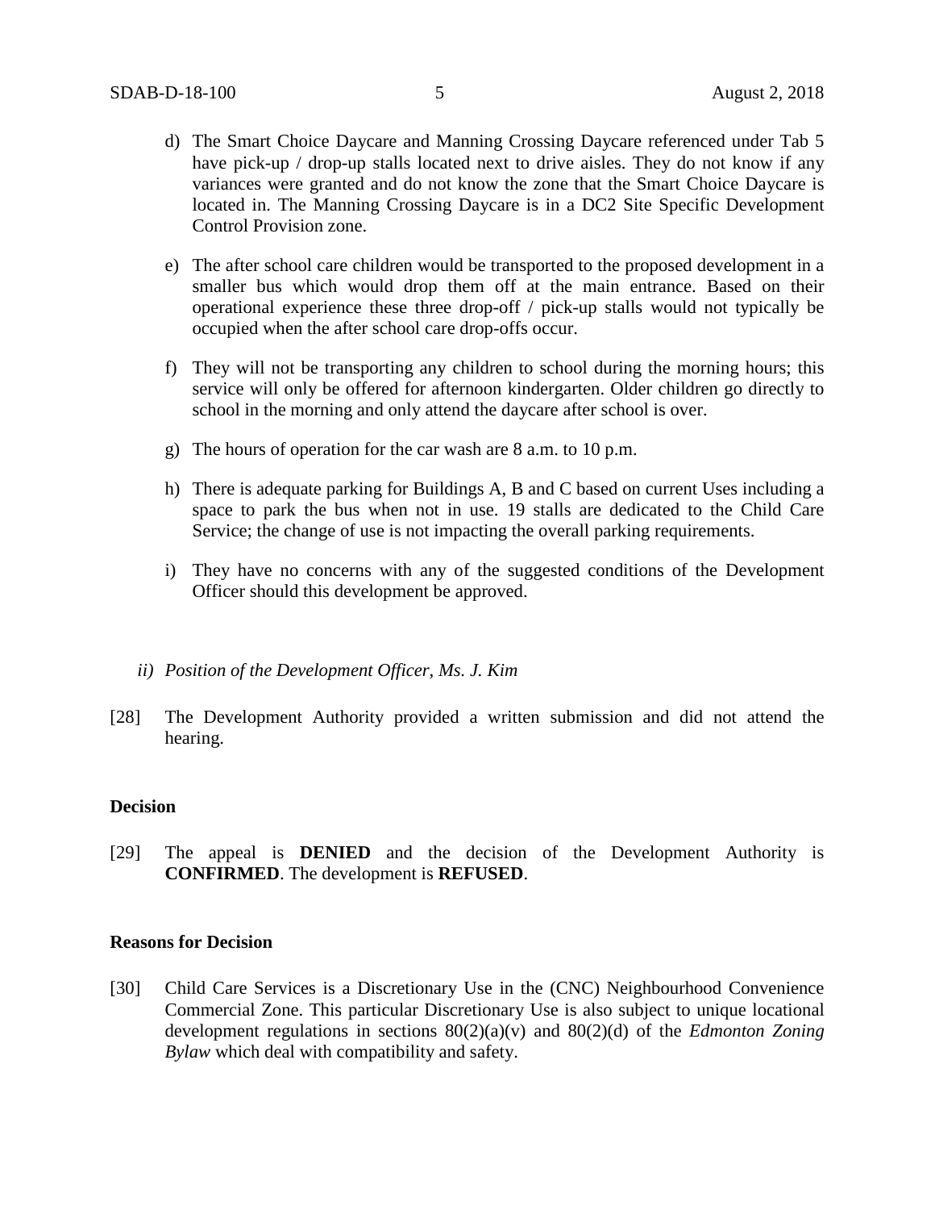d) The Smart Choice Daycare and Manning Crossing Daycare referenced under Tab 5 have pick-up / drop-up stalls located next to drive aisles. They do not know if any variances were granted and do not know the zone that the Smart Choice Daycare is located in. The Manning Crossing Daycare is in a DC2 Site Specific Development Control Provision zone.

e) The after school care children would be transported to the proposed development in a smaller bus which would drop them off at the main entrance. Based on their operational experience these three drop-off / pick-up stalls would not typically be occupied when the after school care drop-offs occur.

f) They will not be transporting any children to school during the morning hours; this service will only be offered for afternoon kindergarten. Older children go directly to school in the morning and only attend the daycare after school is over.

g) The hours of operation for the car wash are 8 a.m. to 10 p.m.

h) There is adequate parking for Buildings A, B and C based on current Uses including a space to park the bus when not in use. 19 stalls are dedicated to the Child Care Service; the change of use is not impacting the overall parking requirements.

i) They have no concerns with any of the suggested conditions of the Development Officer should this development be approved.

*ii) Position of the Development Officer, Ms. J. Kim*

[28] The Development Authority provided a written submission and did not attend the hearing.

**Decision**

[29] The appeal is **DENIED** and the decision of the Development Authority is **CONFIRMED**. The development is **REFUSED**.

**Reasons for Decision**

[30] Child Care Services is a Discretionary Use in the (CNC) Neighbourhood Convenience Commercial Zone. This particular Discretionary Use is also subject to unique locational development regulations in sections 80(2)(a)(v) and 80(2)(d) of the *Edmonton Zoning Bylaw* which deal with compatibility and safety.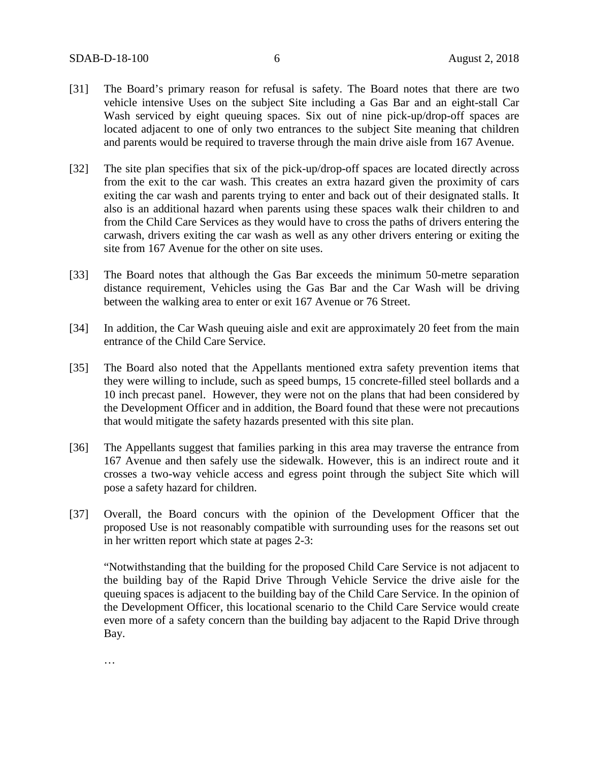[31] The Board's primary reason for refusal is safety. The Board notes that there are two vehicle intensive Uses on the subject Site including a Gas Bar and an eight-stall Car Wash serviced by eight queuing spaces. Six out of nine pick-up/drop-off spaces are located adjacent to one of only two entrances to the subject Site meaning that children and parents would be required to traverse through the main drive aisle from 167 Avenue.

[32] The site plan specifies that six of the pick-up/drop-off spaces are located directly across from the exit to the car wash. This creates an extra hazard given the proximity of cars exiting the car wash and parents trying to enter and back out of their designated stalls. It also is an additional hazard when parents using these spaces walk their children to and from the Child Care Services as they would have to cross the paths of drivers entering the carwash, drivers exiting the car wash as well as any other drivers entering or exiting the site from 167 Avenue for the other on site uses.

[33] The Board notes that although the Gas Bar exceeds the minimum 50-metre separation distance requirement, Vehicles using the Gas Bar and the Car Wash will be driving between the walking area to enter or exit 167 Avenue or 76 Street.

[34] In addition, the Car Wash queuing aisle and exit are approximately 20 feet from the main entrance of the Child Care Service.

[35] The Board also noted that the Appellants mentioned extra safety prevention items that they were willing to include, such as speed bumps, 15 concrete-filled steel bollards and a 10 inch precast panel. However, they were not on the plans that had been considered by the Development Officer and in addition, the Board found that these were not precautions that would mitigate the safety hazards presented with this site plan.

[36] The Appellants suggest that families parking in this area may traverse the entrance from 167 Avenue and then safely use the sidewalk. However, this is an indirect route and it crosses a two-way vehicle access and egress point through the subject Site which will pose a safety hazard for children.

[37] Overall, the Board concurs with the opinion of the Development Officer that the proposed Use is not reasonably compatible with surrounding uses for the reasons set out in her written report which state at pages 2-3:

> "Notwithstanding that the building for the proposed Child Care Service is not adjacent to the building bay of the Rapid Drive Through Vehicle Service the drive aisle for the queuing spaces is adjacent to the building bay of the Child Care Service. In the opinion of the Development Officer, this locational scenario to the Child Care Service would create even more of a safety concern than the building bay adjacent to the Rapid Drive through Bay.
>
> …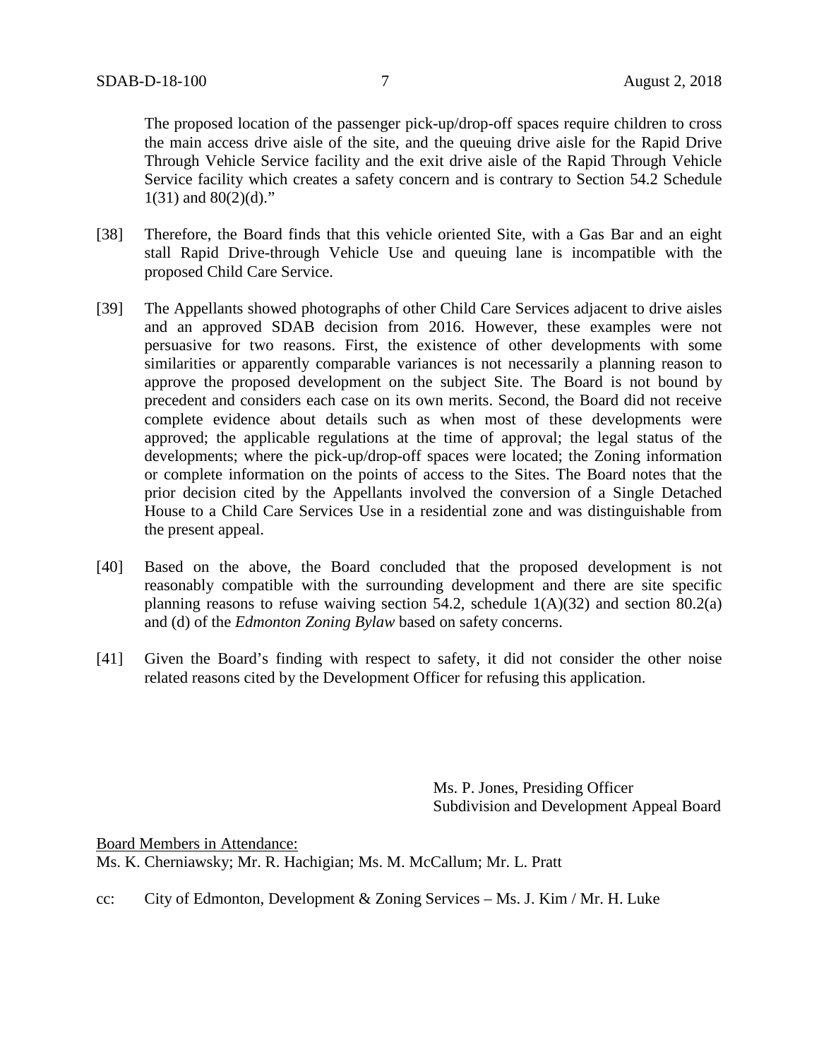The proposed location of the passenger pick-up/drop-off spaces require children to cross the main access drive aisle of the site, and the queuing drive aisle for the Rapid Drive Through Vehicle Service facility and the exit drive aisle of the Rapid Through Vehicle Service facility which creates a safety concern and is contrary to Section 54.2 Schedule 1(31) and 80(2)(d)."

[38] Therefore, the Board finds that this vehicle oriented Site, with a Gas Bar and an eight stall Rapid Drive-through Vehicle Use and queuing lane is incompatible with the proposed Child Care Service.

[39] The Appellants showed photographs of other Child Care Services adjacent to drive aisles and an approved SDAB decision from 2016. However, these examples were not persuasive for two reasons. First, the existence of other developments with some similarities or apparently comparable variances is not necessarily a planning reason to approve the proposed development on the subject Site. The Board is not bound by precedent and considers each case on its own merits. Second, the Board did not receive complete evidence about details such as when most of these developments were approved; the applicable regulations at the time of approval; the legal status of the developments; where the pick-up/drop-off spaces were located; the Zoning information or complete information on the points of access to the Sites. The Board notes that the prior decision cited by the Appellants involved the conversion of a Single Detached House to a Child Care Services Use in a residential zone and was distinguishable from the present appeal.

[40] Based on the above, the Board concluded that the proposed development is not reasonably compatible with the surrounding development and there are site specific planning reasons to refuse waiving section 54.2, schedule 1(A)(32) and section 80.2(a) and (d) of the *Edmonton Zoning Bylaw* based on safety concerns.

[41] Given the Board's finding with respect to safety, it did not consider the other noise related reasons cited by the Development Officer for refusing this application.

Ms. P. Jones, Presiding Officer
Subdivision and Development Appeal Board

Board Members in Attendance:
Ms. K. Cherniawsky; Mr. R. Hachigian; Ms. M. McCallum; Mr. L. Pratt

cc: City of Edmonton, Development & Zoning Services – Ms. J. Kim / Mr. H. Luke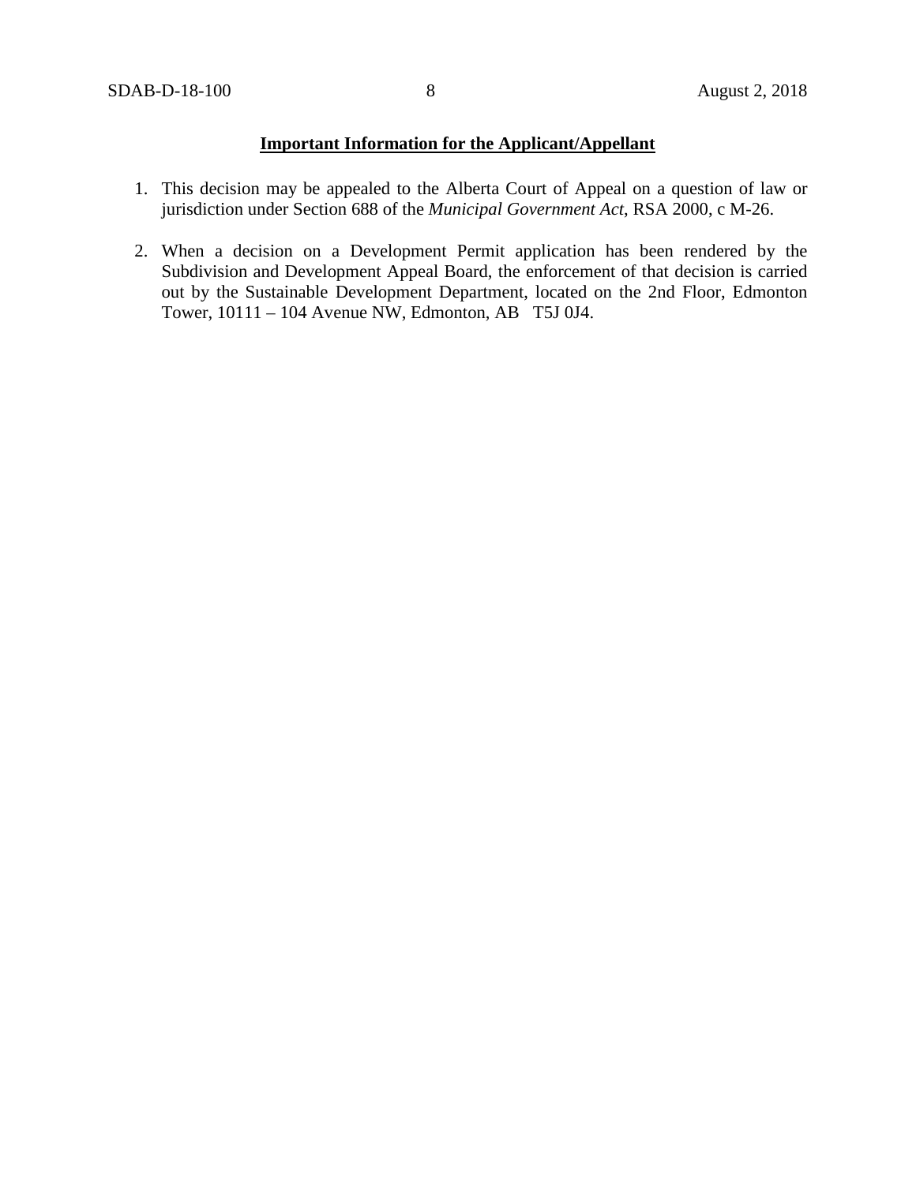**Important Information for the Applicant/Appellant**

1. This decision may be appealed to the Alberta Court of Appeal on a question of law or jurisdiction under Section 688 of the *Municipal Government Act*, RSA 2000, c M-26.

2. When a decision on a Development Permit application has been rendered by the Subdivision and Development Appeal Board, the enforcement of that decision is carried out by the Sustainable Development Department, located on the 2nd Floor, Edmonton Tower, 10111 – 104 Avenue NW, Edmonton, AB T5J 0J4.